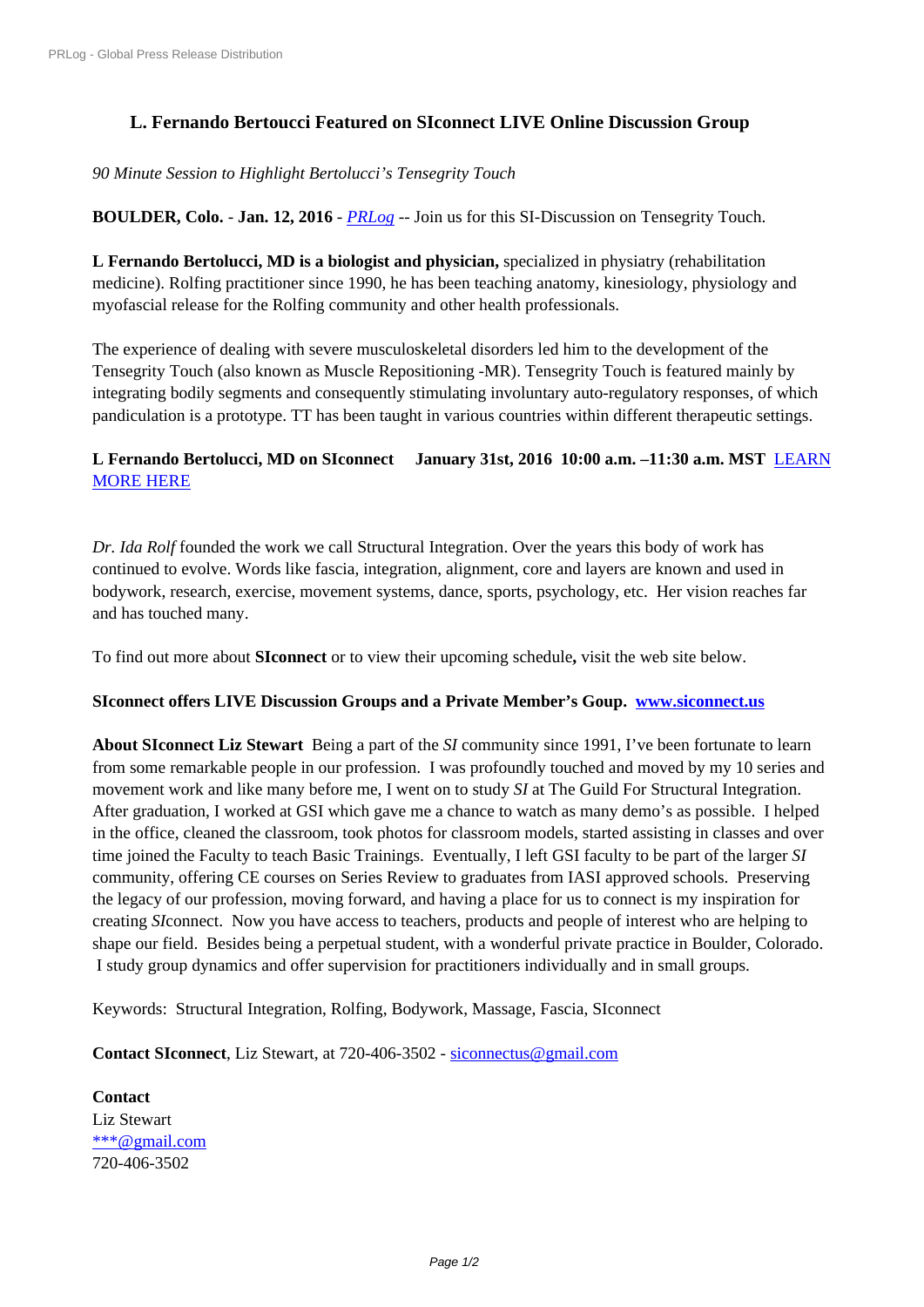# L. Fernando Bertoucci Featured on SIconnect LIVE Online Discussion Group

*90 Minute Session to Highlight Bertolucci's Tensegrity Touch*

**BOULDER, Colo.** - **Jan. 12, 2016** - *PRLog* -- Join us for this SI-Discussion on Tensegrity Touch.

**L Fernando Bertolucci, MD is a biologist and physician,** specialized in physiatry (rehabilitation medicine). Rolfing practitioner since 1990, he has been teaching anatomy, kinesiology, physiology and myofascial release for the Rolfing community and other health professionals.

The experience of dealing with severe musculoskeletal disorders led him to the development of the Tensegrity Touch (also known as Muscle Repositioning -MR). Tensegrity Touch is featured mainly by integrating bodily segments and consequently stimulating involuntary auto-regulatory responses, of which pandiculation is a prototype. TT has been taught in various countries within different therapeutic settings.

**L Fernando Bertolucci, MD on SIconnect January 31st, 2016 10:00 a.m. –11:30 a.m. MST** LEARN MORE HERE

*Dr. Ida Rolf* founded the work we call Structural Integration. Over the years this body of work has continued to evolve. Words like fascia, integration, alignment, core and layers are known and used in bodywork, research, exercise, movement systems, dance, sports, psychology, etc. Her vision reaches far and has touched many.

To find out more about **SIconnect** or to view their upcoming schedule**,** visit the web site below.

**SIconnect offers LIVE Discussion Groups and a Private Member's Goup. www.siconnect.us**

**About SIconnect Liz Stewart** Being a part of the *SI* community since 1991, I've been fortunate to learn from some remarkable people in our profession. I was profoundly touched and moved by my 10 series and movement work and like many before me, I went on to study *SI* at The Guild For Structural Integration. After graduation, I worked at GSI which gave me a chance to watch as many demo's as possible. I helped in the office, cleaned the classroom, took photos for classroom models, started assisting in classes and over time joined the Faculty to teach Basic Trainings. Eventually, I left GSI faculty to be part of the larger *SI* community, offering CE courses on Series Review to graduates from IASI approved schools. Preserving the legacy of our profession, moving forward, and having a place for us to connect is my inspiration for creating *SI*connect. Now you have access to teachers, products and people of interest who are helping to shape our field. Besides being a perpetual student, with a wonderful private practice in Boulder, Colorado. I study group dynamics and offer supervision for practitioners individually and in small groups.

Keywords: Structural Integration, Rolfing, Bodywork, Massage, Fascia, SIconnect

**Contact SIconnect**, Liz Stewart, at 720-406-3502 - siconnectus@gmail.com

**Contact**
Liz Stewart
***@gmail.com
720-406-3502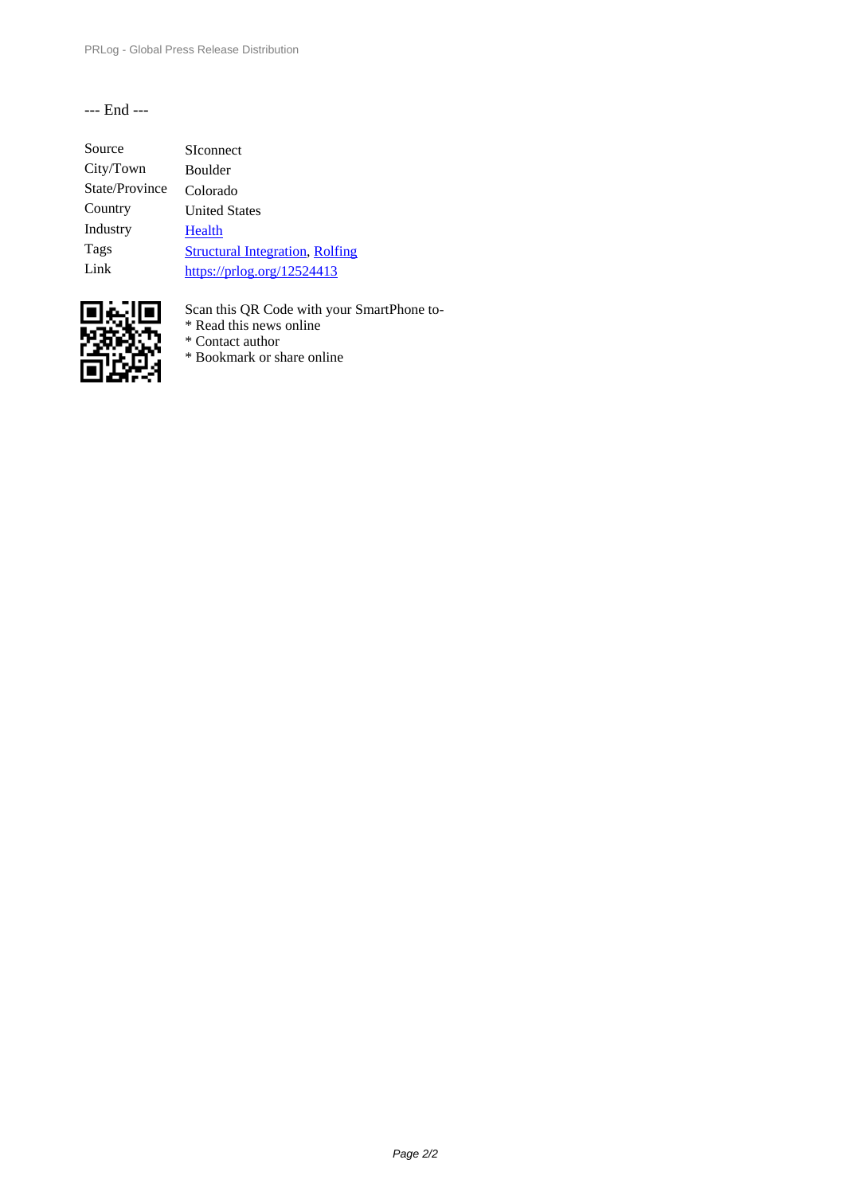--- End ---

| | |
|---|---|
| Source | SIconnect |
| City/Town | Boulder |
| State/Province | Colorado |
| Country | United States |
| Industry | Health |
| Tags | Structural Integration, Rolfing |
| Link | https://prlog.org/12524413 |

Scan this QR Code with your SmartPhone to-
* Read this news online
* Contact author
* Bookmark or share online